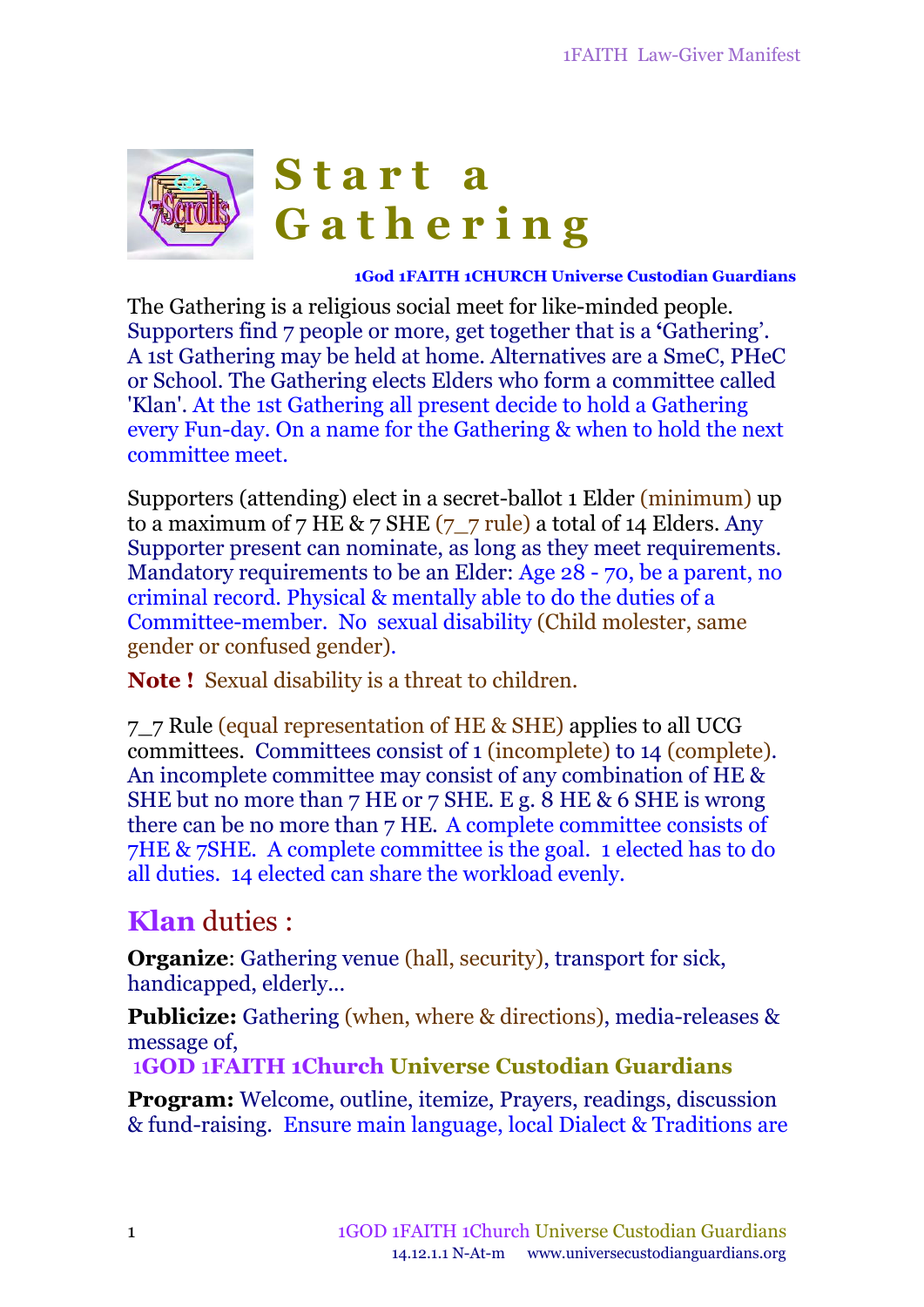# Start a Gathering

**1God 1FAITH 1CHURCH Universe Custodian Guardians**

The Gathering is a religious social meet for like-minded people. Supporters find 7 people or more, get together that is a 'Gathering'. A 1st Gathering may be held at home. Alternatives are a SmeC, PHeC or School. The Gathering elects Elders who form a committee called 'Klan'. At the 1st Gathering all present decide to hold a Gathering every Fun-day. On a name for the Gathering & when to hold the next committee meet.

Supporters (attending) elect in a secret-ballot 1 Elder (minimum) up to a maximum of 7 HE & 7 SHE (7_7 rule) a total of 14 Elders. Any Supporter present can nominate, as long as they meet requirements. Mandatory requirements to be an Elder: Age 28 - 70, be a parent, no criminal record. Physical & mentally able to do the duties of a Committee-member. No sexual disability (Child molester, same gender or confused gender).

**Note !** Sexual disability is a threat to children.

7_7 Rule (equal representation of HE & SHE) applies to all UCG committees. Committees consist of 1 (incomplete) to 14 (complete). An incomplete committee may consist of any combination of HE & SHE but no more than 7 HE or 7 SHE. E g. 8 HE & 6 SHE is wrong there can be no more than 7 HE. A complete committee consists of 7HE & 7SHE. A complete committee is the goal. 1 elected has to do all duties. 14 elected can share the workload evenly.

## Klan duties :

**Organize**: Gathering venue (hall, security), transport for sick, handicapped, elderly...

**Publicize:** Gathering (when, where & directions), media-releases & message of,

**1GOD 1FAITH 1Church Universe Custodian Guardians**

**Program:** Welcome, outline, itemize, Prayers, readings, discussion & fund-raising. Ensure main language, local Dialect & Traditions are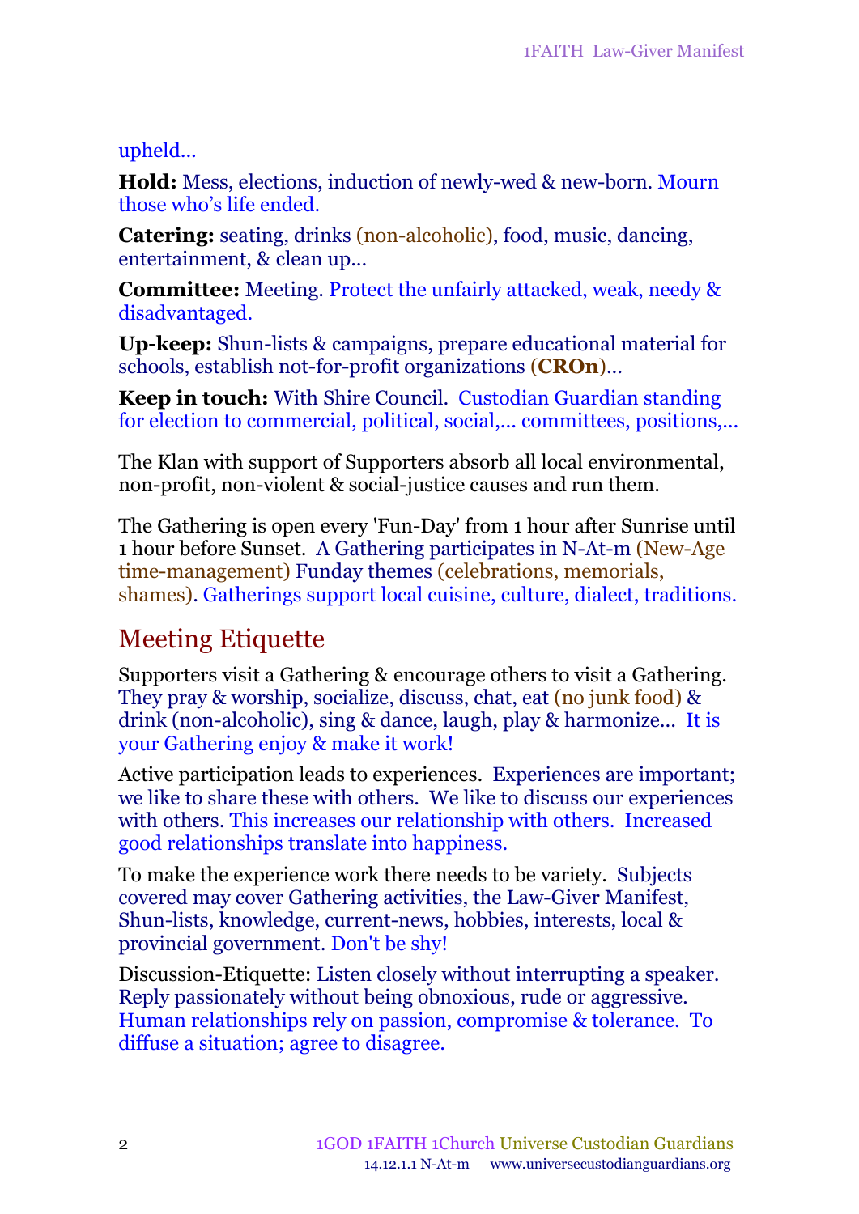upheld...

**Hold:** Mess, elections, induction of newly-wed & new-born. Mourn those who's life ended.

**Catering:** seating, drinks (non-alcoholic), food, music, dancing, entertainment, & clean up...

**Committee:** Meeting. Protect the unfairly attacked, weak, needy & disadvantaged.

**Up-keep:** Shun-lists & campaigns, prepare educational material for schools, establish not-for-profit organizations (**CROn**)...

**Keep in touch:** With Shire Council. Custodian Guardian standing for election to commercial, political, social,... committees, positions,...

The Klan with support of Supporters absorb all local environmental, non-profit, non-violent & social-justice causes and run them.

The Gathering is open every 'Fun-Day' from 1 hour after Sunrise until 1 hour before Sunset. A Gathering participates in N-At-m (New-Age time-management) Funday themes (celebrations, memorials, shames). Gatherings support local cuisine, culture, dialect, traditions.

## Meeting Etiquette

Supporters visit a Gathering & encourage others to visit a Gathering. They pray & worship, socialize, discuss, chat, eat (no junk food) & drink (non-alcoholic), sing & dance, laugh, play & harmonize... It is your Gathering enjoy & make it work!

Active participation leads to experiences. Experiences are important; we like to share these with others. We like to discuss our experiences with others. This increases our relationship with others. Increased good relationships translate into happiness.

To make the experience work there needs to be variety. Subjects covered may cover Gathering activities, the Law-Giver Manifest, Shun-lists, knowledge, current-news, hobbies, interests, local & provincial government. Don't be shy!

Discussion-Etiquette: Listen closely without interrupting a speaker. Reply passionately without being obnoxious, rude or aggressive. Human relationships rely on passion, compromise & tolerance. To diffuse a situation; agree to disagree.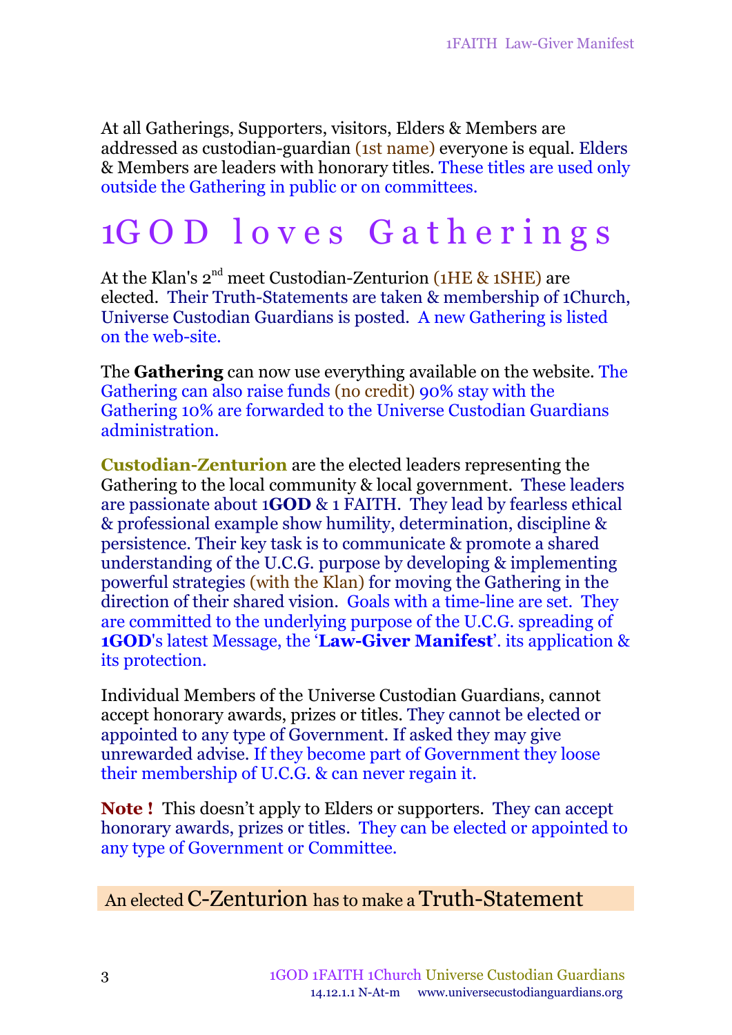At all Gatherings, Supporters, visitors, Elders & Members are addressed as custodian-guardian (1st name) everyone is equal. Elders & Members are leaders with honorary titles. These titles are used only outside the Gathering in public or on committees.

# 1GOD loves Gatherings

At the Klan's 2nd meet Custodian-Zenturion (1HE & 1SHE) are elected. Their Truth-Statements are taken & membership of 1Church, Universe Custodian Guardians is posted. A new Gathering is listed on the web-site.

The **Gathering** can now use everything available on the website. The Gathering can also raise funds (no credit) 90% stay with the Gathering 10% are forwarded to the Universe Custodian Guardians administration.

**Custodian-Zenturion** are the elected leaders representing the Gathering to the local community & local government. These leaders are passionate about 1**GOD** & 1 FAITH. They lead by fearless ethical & professional example show humility, determination, discipline & persistence. Their key task is to communicate & promote a shared understanding of the U.C.G. purpose by developing & implementing powerful strategies (with the Klan) for moving the Gathering in the direction of their shared vision. Goals with a time-line are set. They are committed to the underlying purpose of the U.C.G. spreading of **1GOD**'s latest Message, the '**Law-Giver Manifest**'. its application & its protection.

Individual Members of the Universe Custodian Guardians, cannot accept honorary awards, prizes or titles. They cannot be elected or appointed to any type of Government. If asked they may give unrewarded advise. If they become part of Government they loose their membership of U.C.G. & can never regain it.

**Note !** This doesn't apply to Elders or supporters. They can accept honorary awards, prizes or titles. They can be elected or appointed to any type of Government or Committee.

An elected C-Zenturion has to make a Truth-Statement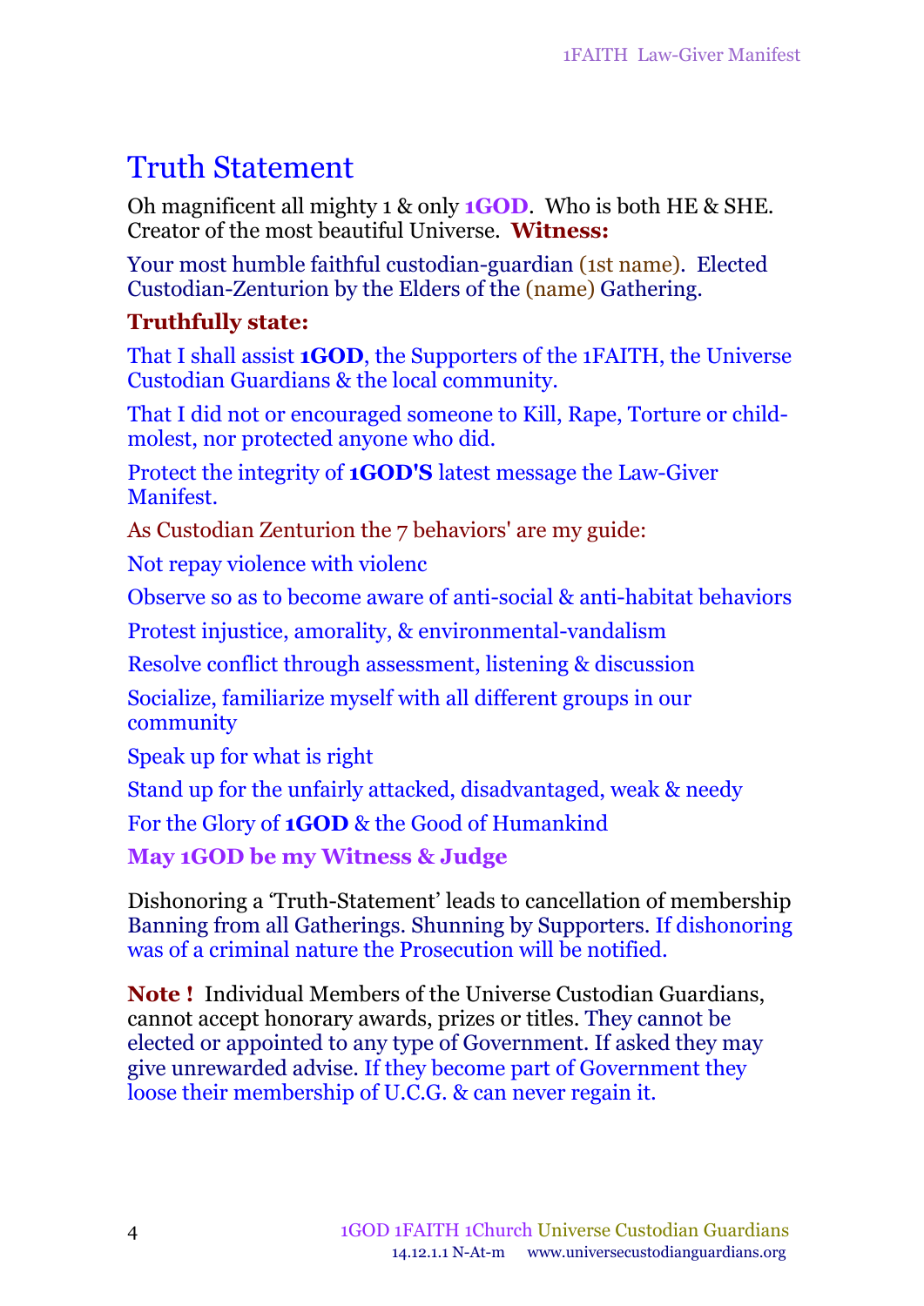# Truth Statement

Oh magnificent all mighty 1 & only **1GOD**. Who is both HE & SHE. Creator of the most beautiful Universe. **Witness:**

Your most humble faithful custodian-guardian (1st name). Elected Custodian-Zenturion by the Elders of the (name) Gathering.

**Truthfully state:**

That I shall assist **1GOD**, the Supporters of the 1FAITH, the Universe Custodian Guardians & the local community.

That I did not or encouraged someone to Kill, Rape, Torture or child-molest, nor protected anyone who did.

Protect the integrity of **1GOD'S** latest message the Law-Giver Manifest.

As Custodian Zenturion the 7 behaviors' are my guide:

Not repay violence with violenc

Observe so as to become aware of anti-social & anti-habitat behaviors

Protest injustice, amorality, & environmental-vandalism

Resolve conflict through assessment, listening & discussion

Socialize, familiarize myself with all different groups in our community

Speak up for what is right

Stand up for the unfairly attacked, disadvantaged, weak & needy

For the Glory of **1GOD** & the Good of Humankind

**May 1GOD be my Witness & Judge**

Dishonoring a 'Truth-Statement' leads to cancellation of membership Banning from all Gatherings. Shunning by Supporters. If dishonoring was of a criminal nature the Prosecution will be notified.

**Note !** Individual Members of the Universe Custodian Guardians, cannot accept honorary awards, prizes or titles. They cannot be elected or appointed to any type of Government. If asked they may give unrewarded advise. If they become part of Government they loose their membership of U.C.G. & can never regain it.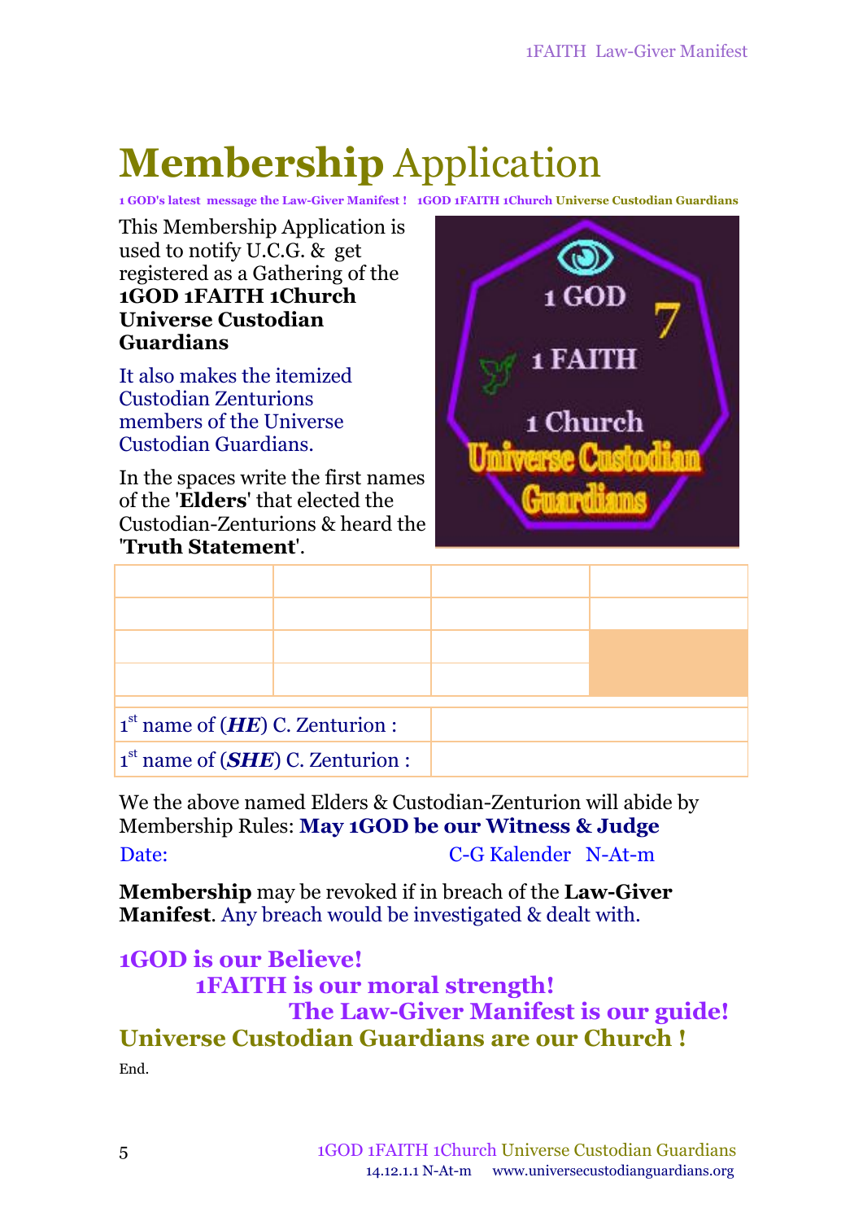# **Membership** Application

**1 GOD's latest message the Law-Giver Manifest ! 1GOD 1FAITH 1Church Universe Custodian Guardians**

This Membership Application is used to notify U.C.G. & get registered as a Gathering of the **1GOD 1FAITH 1Church Universe Custodian Guardians**

It also makes the itemized Custodian Zenturions members of the Universe Custodian Guardians.

In the spaces write the first names of the '**Elders**' that elected the Custodian-Zenturions & heard the '**Truth Statement**'.

| | | | |
|---|---|---|---|
| | | | |
| | | | |
| | | | |

| | |
|---|---|
| 1st name of (***HE***) C. Zenturion : | |
| 1st name of (***SHE***) C. Zenturion : | |

We the above named Elders & Custodian-Zenturion will abide by Membership Rules: **May 1GOD be our Witness & Judge**

Date: C-G Kalender N-At-m

**Membership** may be revoked if in breach of the **Law-Giver Manifest**. Any breach would be investigated & dealt with.

**1GOD is our Believe!**
**1FAITH is our moral strength!**
**The Law-Giver Manifest is our guide!**
**Universe Custodian Guardians are our Church !**

End.